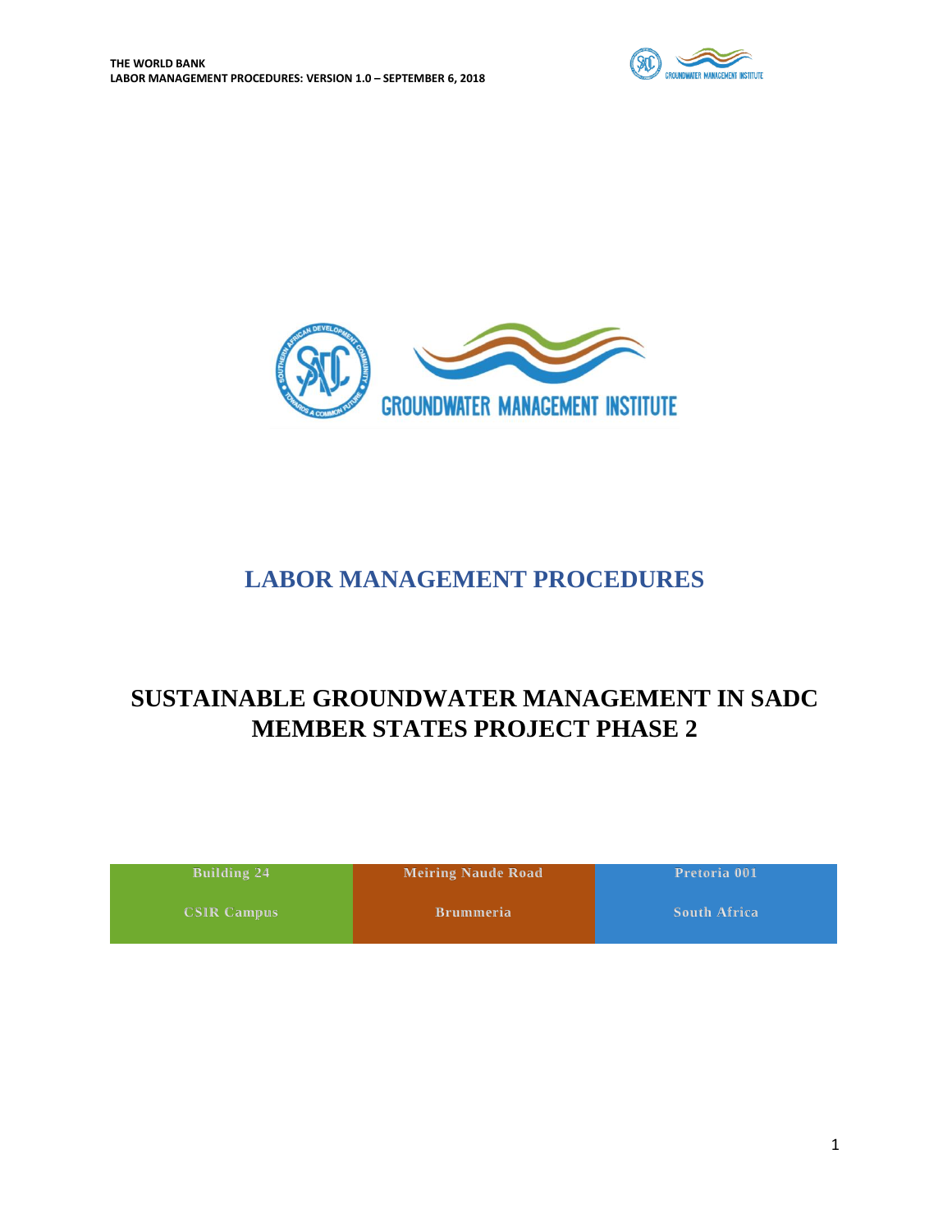# LABOR MANAGEMENT PROCEDURES

# SUSTAINABLE GROUNDWATER MANAGEMENT IN SADC MEMBER STATES PROJECT PHASE 2

| Building 24 | Meiring Naude Road | Pretoria 001 |
| --- | --- | --- |
| CSIR Campus | Brummeria | South Africa |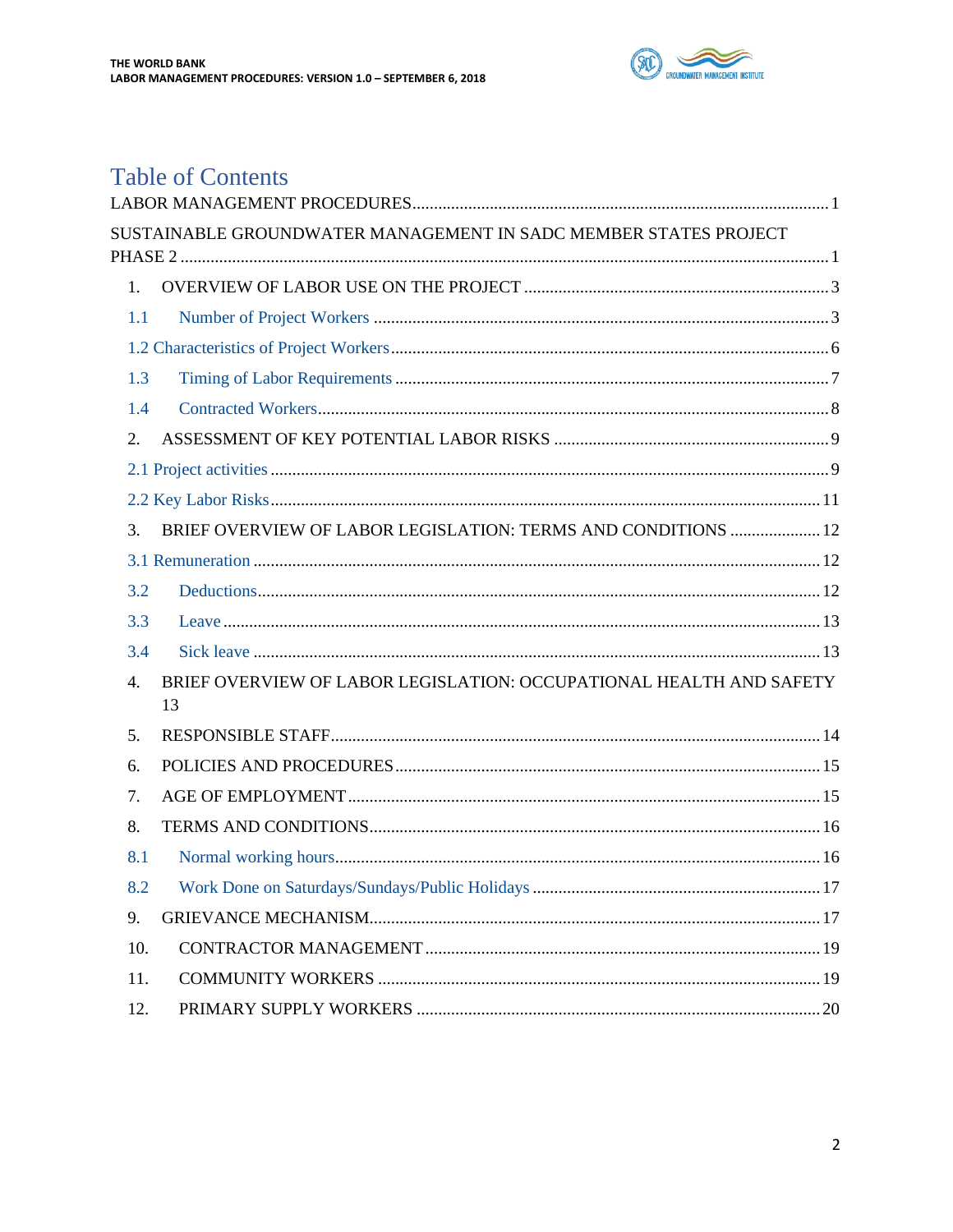# Table of Contents

LABOR MANAGEMENT PROCEDURES ..... 1

SUSTAINABLE GROUNDWATER MANAGEMENT IN SADC MEMBER STATES PROJECT PHASE 2 ..... 1

1. OVERVIEW OF LABOR USE ON THE PROJECT ..... 3
   - 1.1 Number of Project Workers ..... 3
   - 1.2 Characteristics of Project Workers ..... 6
   - 1.3 Timing of Labor Requirements ..... 7
   - 1.4 Contracted Workers ..... 8
2. ASSESSMENT OF KEY POTENTIAL LABOR RISKS ..... 9
   - 2.1 Project activities ..... 9
   - 2.2 Key Labor Risks ..... 11
3. BRIEF OVERVIEW OF LABOR LEGISLATION: TERMS AND CONDITIONS ..... 12
   - 3.1 Remuneration ..... 12
   - 3.2 Deductions ..... 12
   - 3.3 Leave ..... 13
   - 3.4 Sick leave ..... 13
4. BRIEF OVERVIEW OF LABOR LEGISLATION: OCCUPATIONAL HEALTH AND SAFETY 13
5. RESPONSIBLE STAFF ..... 14
6. POLICIES AND PROCEDURES ..... 15
7. AGE OF EMPLOYMENT ..... 15
8. TERMS AND CONDITIONS ..... 16
   - 8.1 Normal working hours ..... 16
   - 8.2 Work Done on Saturdays/Sundays/Public Holidays ..... 17
9. GRIEVANCE MECHANISM ..... 17
10. CONTRACTOR MANAGEMENT ..... 19
11. COMMUNITY WORKERS ..... 19
12. PRIMARY SUPPLY WORKERS ..... 20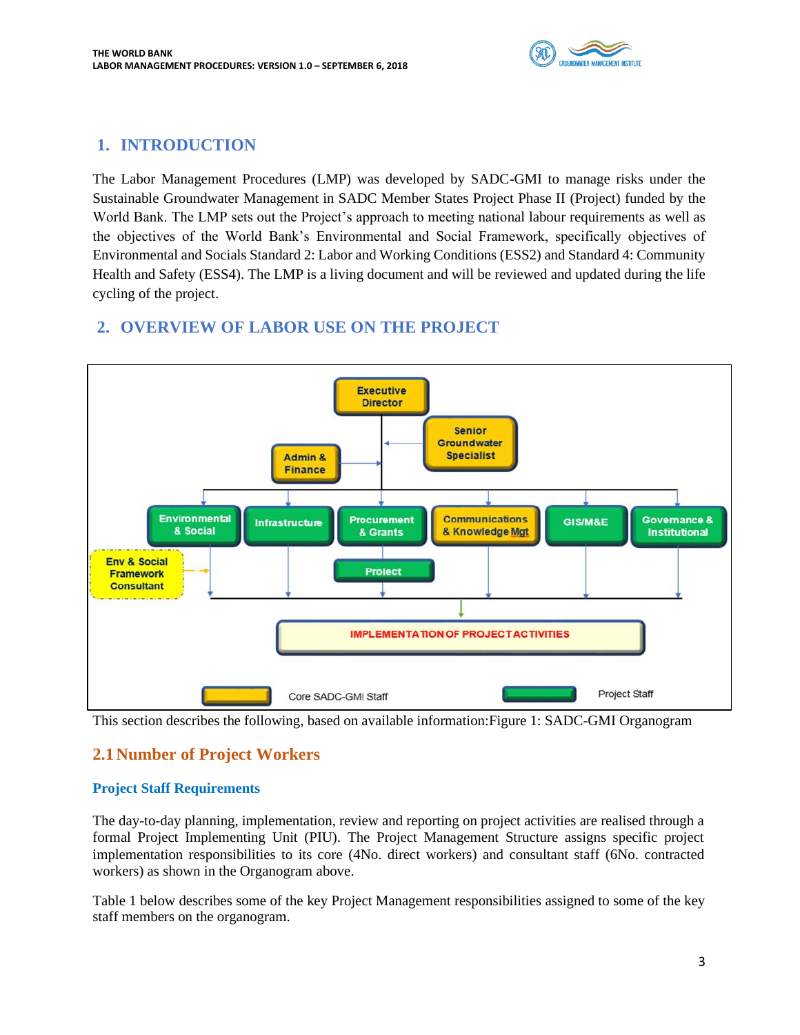## 1. INTRODUCTION

The Labor Management Procedures (LMP) was developed by SADC-GMI to manage risks under the Sustainable Groundwater Management in SADC Member States Project Phase II (Project) funded by the World Bank. The LMP sets out the Project's approach to meeting national labour requirements as well as the objectives of the World Bank's Environmental and Social Framework, specifically objectives of Environmental and Socials Standard 2: Labor and Working Conditions (ESS2) and Standard 4: Community Health and Safety (ESS4). The LMP is a living document and will be reviewed and updated during the life cycling of the project.

## 2. OVERVIEW OF LABOR USE ON THE PROJECT

Executive Director

Senior Groundwater Specialist

Admin & Finance

Environmental & Social | Infrastructure | Procurement & Grants | Communications & Knowledge Mgt | GIS/M&E | Governance & Institutional

Env & Social Framework Consultant

Project

IMPLEMENTATION OF PROJECT ACTIVITIES

Core SADC-GMI Staff | Project Staff

This section describes the following, based on available information:Figure 1: SADC-GMI Organogram

### 2.1 Number of Project Workers

#### Project Staff Requirements

The day-to-day planning, implementation, review and reporting on project activities are realised through a formal Project Implementing Unit (PIU). The Project Management Structure assigns specific project implementation responsibilities to its core (4No. direct workers) and consultant staff (6No. contracted workers) as shown in the Organogram above.

Table 1 below describes some of the key Project Management responsibilities assigned to some of the key staff members on the organogram.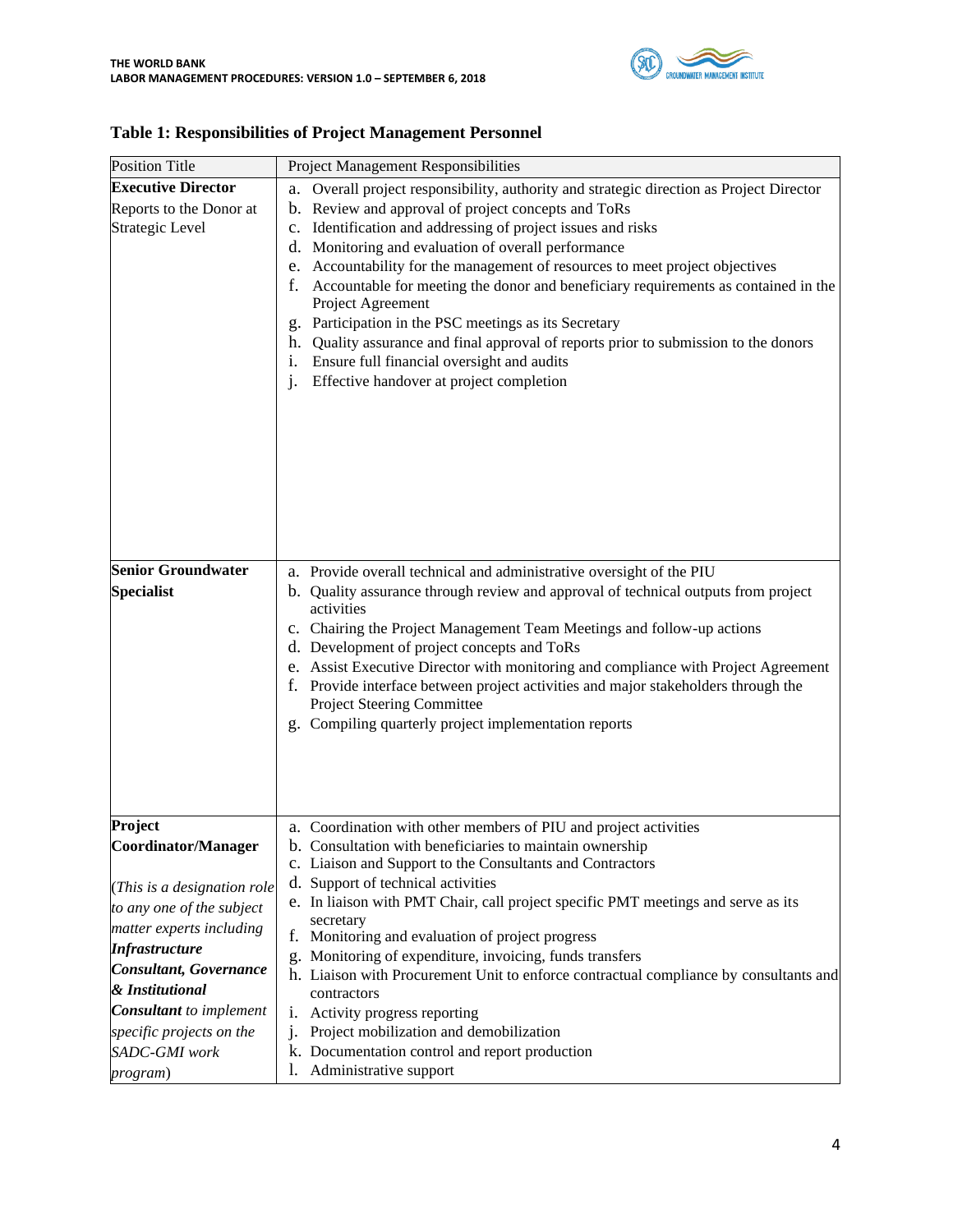**Table 1: Responsibilities of Project Management Personnel**

| Position Title | Project Management Responsibilities |
|---|---|
| **Executive Director**<br>Reports to the Donor at Strategic Level | a. Overall project responsibility, authority and strategic direction as Project Director<br>b. Review and approval of project concepts and ToRs<br>c. Identification and addressing of project issues and risks<br>d. Monitoring and evaluation of overall performance<br>e. Accountability for the management of resources to meet project objectives<br>f. Accountable for meeting the donor and beneficiary requirements as contained in the Project Agreement<br>g. Participation in the PSC meetings as its Secretary<br>h. Quality assurance and final approval of reports prior to submission to the donors<br>i. Ensure full financial oversight and audits<br>j. Effective handover at project completion |
| **Senior Groundwater Specialist** | a. Provide overall technical and administrative oversight of the PIU<br>b. Quality assurance through review and approval of technical outputs from project activities<br>c. Chairing the Project Management Team Meetings and follow-up actions<br>d. Development of project concepts and ToRs<br>e. Assist Executive Director with monitoring and compliance with Project Agreement<br>f. Provide interface between project activities and major stakeholders through the Project Steering Committee<br>g. Compiling quarterly project implementation reports |
| **Project Coordinator/Manager**<br>(*This is a designation role to any one of the subject matter experts including **Infrastructure Consultant, Governance & Institutional Consultant** to implement specific projects on the SADC-GMI work program*) | a. Coordination with other members of PIU and project activities<br>b. Consultation with beneficiaries to maintain ownership<br>c. Liaison and Support to the Consultants and Contractors<br>d. Support of technical activities<br>e. In liaison with PMT Chair, call project specific PMT meetings and serve as its secretary<br>f. Monitoring and evaluation of project progress<br>g. Monitoring of expenditure, invoicing, funds transfers<br>h. Liaison with Procurement Unit to enforce contractual compliance by consultants and contractors<br>i. Activity progress reporting<br>j. Project mobilization and demobilization<br>k. Documentation control and report production<br>l. Administrative support |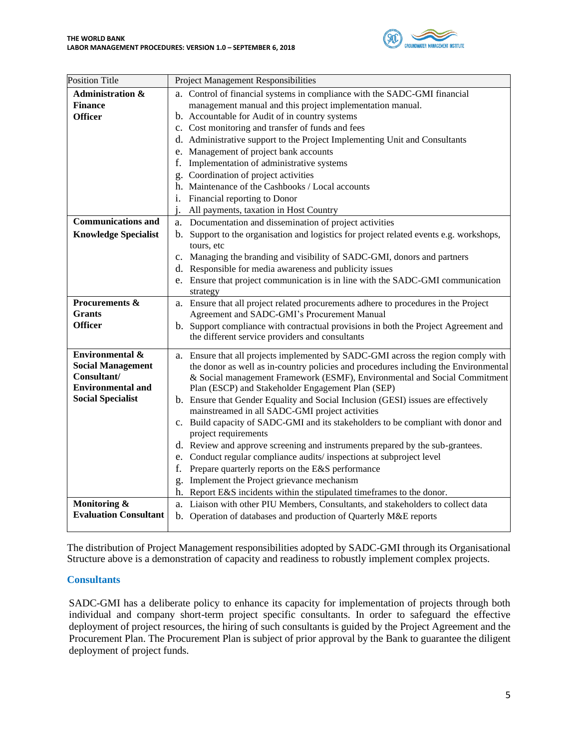| Position Title | Project Management Responsibilities |
|---|---|
| **Administration & Finance Officer** | a. Control of financial systems in compliance with the SADC-GMI financial management manual and this project implementation manual.<br>b. Accountable for Audit of in country systems<br>c. Cost monitoring and transfer of funds and fees<br>d. Administrative support to the Project Implementing Unit and Consultants<br>e. Management of project bank accounts<br>f. Implementation of administrative systems<br>g. Coordination of project activities<br>h. Maintenance of the Cashbooks / Local accounts<br>i. Financial reporting to Donor<br>j. All payments, taxation in Host Country |
| **Communications and Knowledge Specialist** | a. Documentation and dissemination of project activities<br>b. Support to the organisation and logistics for project related events e.g. workshops, tours, etc<br>c. Managing the branding and visibility of SADC-GMI, donors and partners<br>d. Responsible for media awareness and publicity issues<br>e. Ensure that project communication is in line with the SADC-GMI communication strategy |
| **Procurements & Grants Officer** | a. Ensure that all project related procurements adhere to procedures in the Project Agreement and SADC-GMI's Procurement Manual<br>b. Support compliance with contractual provisions in both the Project Agreement and the different service providers and consultants |
| **Environmental & Social Management Consultant/ Environmental and Social Specialist** | a. Ensure that all projects implemented by SADC-GMI across the region comply with the donor as well as in-country policies and procedures including the Environmental & Social management Framework (ESMF), Environmental and Social Commitment Plan (ESCP) and Stakeholder Engagement Plan (SEP)<br>b. Ensure that Gender Equality and Social Inclusion (GESI) issues are effectively mainstreamed in all SADC-GMI project activities<br>c. Build capacity of SADC-GMI and its stakeholders to be compliant with donor and project requirements<br>d. Review and approve screening and instruments prepared by the sub-grantees.<br>e. Conduct regular compliance audits/ inspections at subproject level<br>f. Prepare quarterly reports on the E&S performance<br>g. Implement the Project grievance mechanism<br>h. Report E&S incidents within the stipulated timeframes to the donor. |
| **Monitoring & Evaluation Consultant** | a. Liaison with other PIU Members, Consultants, and stakeholders to collect data<br>b. Operation of databases and production of Quarterly M&E reports |

The distribution of Project Management responsibilities adopted by SADC-GMI through its Organisational Structure above is a demonstration of capacity and readiness to robustly implement complex projects.

## Consultants

SADC-GMI has a deliberate policy to enhance its capacity for implementation of projects through both individual and company short-term project specific consultants. In order to safeguard the effective deployment of project resources, the hiring of such consultants is guided by the Project Agreement and the Procurement Plan. The Procurement Plan is subject of prior approval by the Bank to guarantee the diligent deployment of project funds.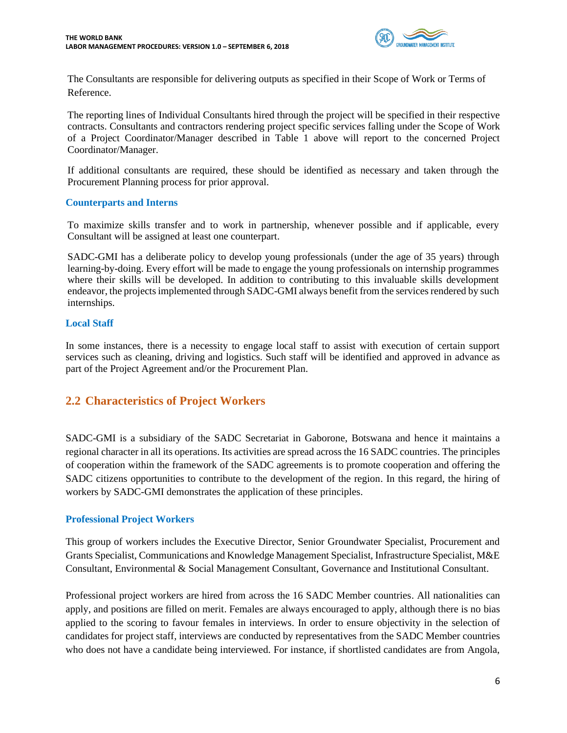The Consultants are responsible for delivering outputs as specified in their Scope of Work or Terms of Reference.

The reporting lines of Individual Consultants hired through the project will be specified in their respective contracts. Consultants and contractors rendering project specific services falling under the Scope of Work of a Project Coordinator/Manager described in Table 1 above will report to the concerned Project Coordinator/Manager.

If additional consultants are required, these should be identified as necessary and taken through the Procurement Planning process for prior approval.

### Counterparts and Interns

To maximize skills transfer and to work in partnership, whenever possible and if applicable, every Consultant will be assigned at least one counterpart.

SADC-GMI has a deliberate policy to develop young professionals (under the age of 35 years) through learning-by-doing. Every effort will be made to engage the young professionals on internship programmes where their skills will be developed. In addition to contributing to this invaluable skills development endeavor, the projects implemented through SADC-GMI always benefit from the services rendered by such internships.

### Local Staff

In some instances, there is a necessity to engage local staff to assist with execution of certain support services such as cleaning, driving and logistics. Such staff will be identified and approved in advance as part of the Project Agreement and/or the Procurement Plan.

## 2.2 Characteristics of Project Workers

SADC-GMI is a subsidiary of the SADC Secretariat in Gaborone, Botswana and hence it maintains a regional character in all its operations. Its activities are spread across the 16 SADC countries. The principles of cooperation within the framework of the SADC agreements is to promote cooperation and offering the SADC citizens opportunities to contribute to the development of the region. In this regard, the hiring of workers by SADC-GMI demonstrates the application of these principles.

### Professional Project Workers

This group of workers includes the Executive Director, Senior Groundwater Specialist, Procurement and Grants Specialist, Communications and Knowledge Management Specialist, Infrastructure Specialist, M&E Consultant, Environmental & Social Management Consultant, Governance and Institutional Consultant.

Professional project workers are hired from across the 16 SADC Member countries. All nationalities can apply, and positions are filled on merit. Females are always encouraged to apply, although there is no bias applied to the scoring to favour females in interviews. In order to ensure objectivity in the selection of candidates for project staff, interviews are conducted by representatives from the SADC Member countries who does not have a candidate being interviewed. For instance, if shortlisted candidates are from Angola,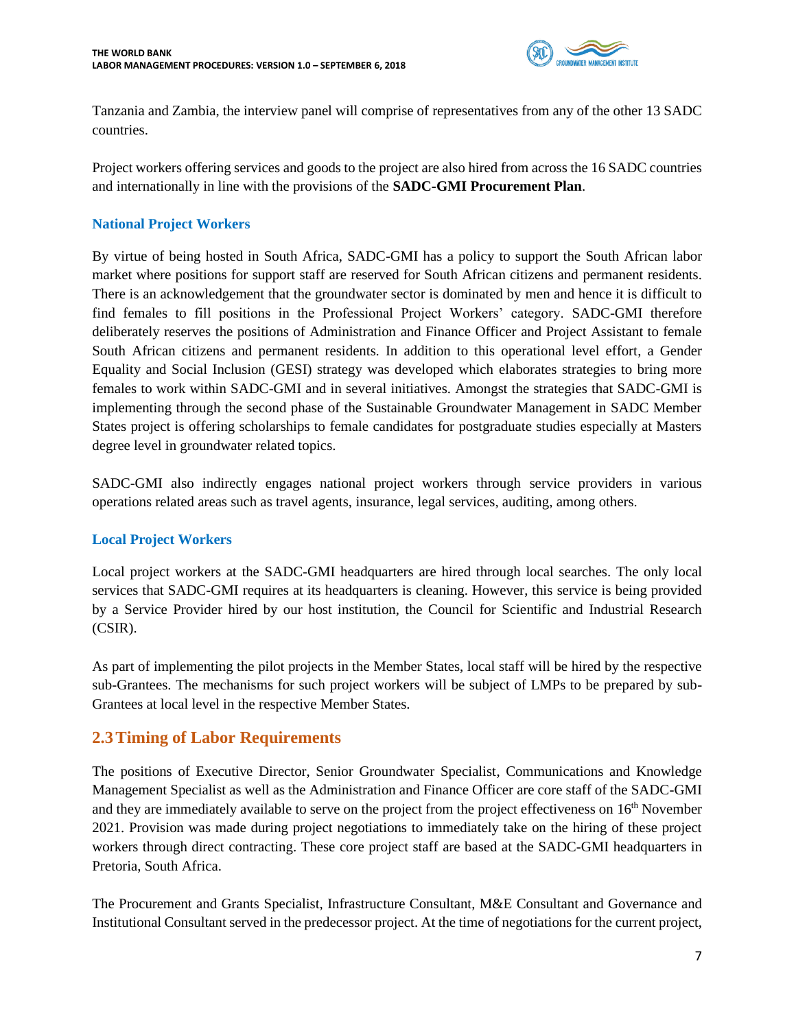Tanzania and Zambia, the interview panel will comprise of representatives from any of the other 13 SADC countries.

Project workers offering services and goods to the project are also hired from across the 16 SADC countries and internationally in line with the provisions of the **SADC-GMI Procurement Plan**.

### National Project Workers

By virtue of being hosted in South Africa, SADC-GMI has a policy to support the South African labor market where positions for support staff are reserved for South African citizens and permanent residents. There is an acknowledgement that the groundwater sector is dominated by men and hence it is difficult to find females to fill positions in the Professional Project Workers' category. SADC-GMI therefore deliberately reserves the positions of Administration and Finance Officer and Project Assistant to female South African citizens and permanent residents. In addition to this operational level effort, a Gender Equality and Social Inclusion (GESI) strategy was developed which elaborates strategies to bring more females to work within SADC-GMI and in several initiatives. Amongst the strategies that SADC-GMI is implementing through the second phase of the Sustainable Groundwater Management in SADC Member States project is offering scholarships to female candidates for postgraduate studies especially at Masters degree level in groundwater related topics.

SADC-GMI also indirectly engages national project workers through service providers in various operations related areas such as travel agents, insurance, legal services, auditing, among others.

### Local Project Workers

Local project workers at the SADC-GMI headquarters are hired through local searches. The only local services that SADC-GMI requires at its headquarters is cleaning. However, this service is being provided by a Service Provider hired by our host institution, the Council for Scientific and Industrial Research (CSIR).

As part of implementing the pilot projects in the Member States, local staff will be hired by the respective sub-Grantees. The mechanisms for such project workers will be subject of LMPs to be prepared by sub-Grantees at local level in the respective Member States.

## 2.3 Timing of Labor Requirements

The positions of Executive Director, Senior Groundwater Specialist, Communications and Knowledge Management Specialist as well as the Administration and Finance Officer are core staff of the SADC-GMI and they are immediately available to serve on the project from the project effectiveness on 16th November 2021. Provision was made during project negotiations to immediately take on the hiring of these project workers through direct contracting. These core project staff are based at the SADC-GMI headquarters in Pretoria, South Africa.

The Procurement and Grants Specialist, Infrastructure Consultant, M&E Consultant and Governance and Institutional Consultant served in the predecessor project. At the time of negotiations for the current project,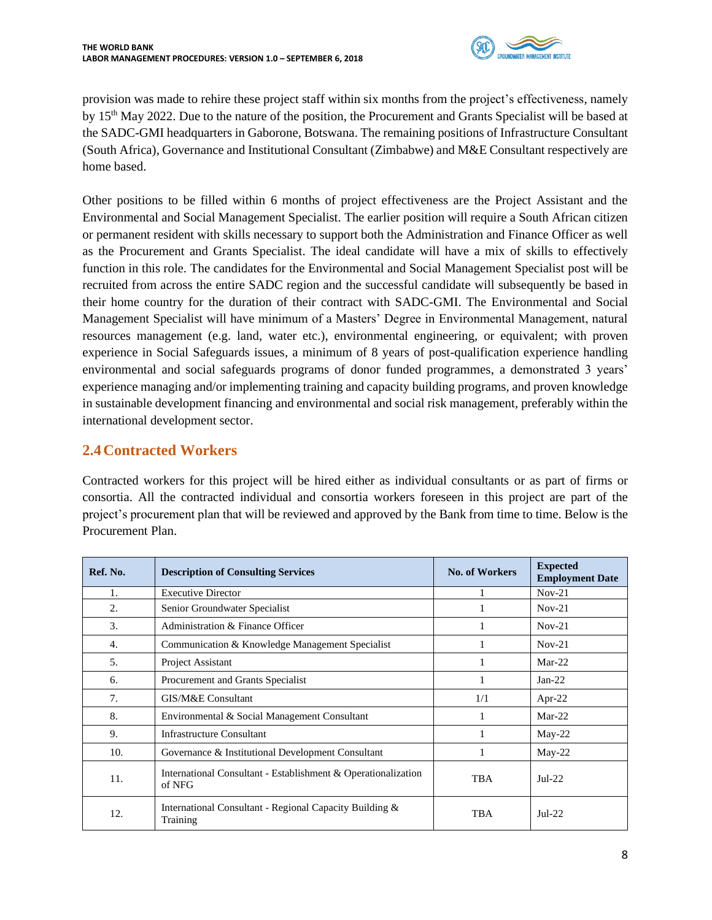provision was made to rehire these project staff within six months from the project's effectiveness, namely by 15th May 2022. Due to the nature of the position, the Procurement and Grants Specialist will be based at the SADC-GMI headquarters in Gaborone, Botswana. The remaining positions of Infrastructure Consultant (South Africa), Governance and Institutional Consultant (Zimbabwe) and M&E Consultant respectively are home based.

Other positions to be filled within 6 months of project effectiveness are the Project Assistant and the Environmental and Social Management Specialist. The earlier position will require a South African citizen or permanent resident with skills necessary to support both the Administration and Finance Officer as well as the Procurement and Grants Specialist. The ideal candidate will have a mix of skills to effectively function in this role. The candidates for the Environmental and Social Management Specialist post will be recruited from across the entire SADC region and the successful candidate will subsequently be based in their home country for the duration of their contract with SADC-GMI. The Environmental and Social Management Specialist will have minimum of a Masters' Degree in Environmental Management, natural resources management (e.g. land, water etc.), environmental engineering, or equivalent; with proven experience in Social Safeguards issues, a minimum of 8 years of post-qualification experience handling environmental and social safeguards programs of donor funded programmes, a demonstrated 3 years' experience managing and/or implementing training and capacity building programs, and proven knowledge in sustainable development financing and environmental and social risk management, preferably within the international development sector.

## 2.4 Contracted Workers

Contracted workers for this project will be hired either as individual consultants or as part of firms or consortia. All the contracted individual and consortia workers foreseen in this project are part of the project's procurement plan that will be reviewed and approved by the Bank from time to time. Below is the Procurement Plan.

| Ref. No. | Description of Consulting Services | No. of Workers | Expected Employment Date |
|---|---|---|---|
| 1. | Executive Director | 1 | Nov-21 |
| 2. | Senior Groundwater Specialist | 1 | Nov-21 |
| 3. | Administration & Finance Officer | 1 | Nov-21 |
| 4. | Communication & Knowledge Management Specialist | 1 | Nov-21 |
| 5. | Project Assistant | 1 | Mar-22 |
| 6. | Procurement and Grants Specialist | 1 | Jan-22 |
| 7. | GIS/M&E Consultant | 1/1 | Apr-22 |
| 8. | Environmental & Social Management Consultant | 1 | Mar-22 |
| 9. | Infrastructure Consultant | 1 | May-22 |
| 10. | Governance & Institutional Development Consultant | 1 | May-22 |
| 11. | International Consultant - Establishment & Operationalization of NFG | TBA | Jul-22 |
| 12. | International Consultant - Regional Capacity Building & Training | TBA | Jul-22 |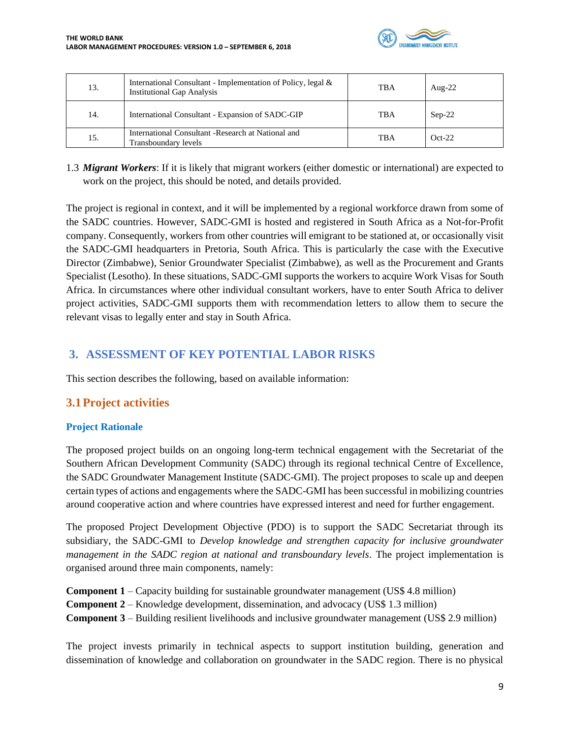| 13. | International Consultant - Implementation of Policy, legal & Institutional Gap Analysis | TBA | Aug-22 |
|---|---|---|---|
| 14. | International Consultant - Expansion of SADC-GIP | TBA | Sep-22 |
| 15. | International Consultant -Research at National and Transboundary levels | TBA | Oct-22 |

1.3 ***Migrant Workers***: If it is likely that migrant workers (either domestic or international) are expected to work on the project, this should be noted, and details provided.

The project is regional in context, and it will be implemented by a regional workforce drawn from some of the SADC countries. However, SADC-GMI is hosted and registered in South Africa as a Not-for-Profit company. Consequently, workers from other countries will emigrant to be stationed at, or occasionally visit the SADC-GMI headquarters in Pretoria, South Africa. This is particularly the case with the Executive Director (Zimbabwe), Senior Groundwater Specialist (Zimbabwe), as well as the Procurement and Grants Specialist (Lesotho). In these situations, SADC-GMI supports the workers to acquire Work Visas for South Africa. In circumstances where other individual consultant workers, have to enter South Africa to deliver project activities, SADC-GMI supports them with recommendation letters to allow them to secure the relevant visas to legally enter and stay in South Africa.

# 3. ASSESSMENT OF KEY POTENTIAL LABOR RISKS

This section describes the following, based on available information:

## 3.1 Project activities

### Project Rationale

The proposed project builds on an ongoing long-term technical engagement with the Secretariat of the Southern African Development Community (SADC) through its regional technical Centre of Excellence, the SADC Groundwater Management Institute (SADC-GMI). The project proposes to scale up and deepen certain types of actions and engagements where the SADC-GMI has been successful in mobilizing countries around cooperative action and where countries have expressed interest and need for further engagement.

The proposed Project Development Objective (PDO) is to support the SADC Secretariat through its subsidiary, the SADC-GMI to *Develop knowledge and strengthen capacity for inclusive groundwater management in the SADC region at national and transboundary levels*. The project implementation is organised around three main components, namely:

**Component 1** – Capacity building for sustainable groundwater management (US$ 4.8 million)
**Component 2** – Knowledge development, dissemination, and advocacy (US$ 1.3 million)
**Component 3** – Building resilient livelihoods and inclusive groundwater management (US$ 2.9 million)

The project invests primarily in technical aspects to support institution building, generation and dissemination of knowledge and collaboration on groundwater in the SADC region. There is no physical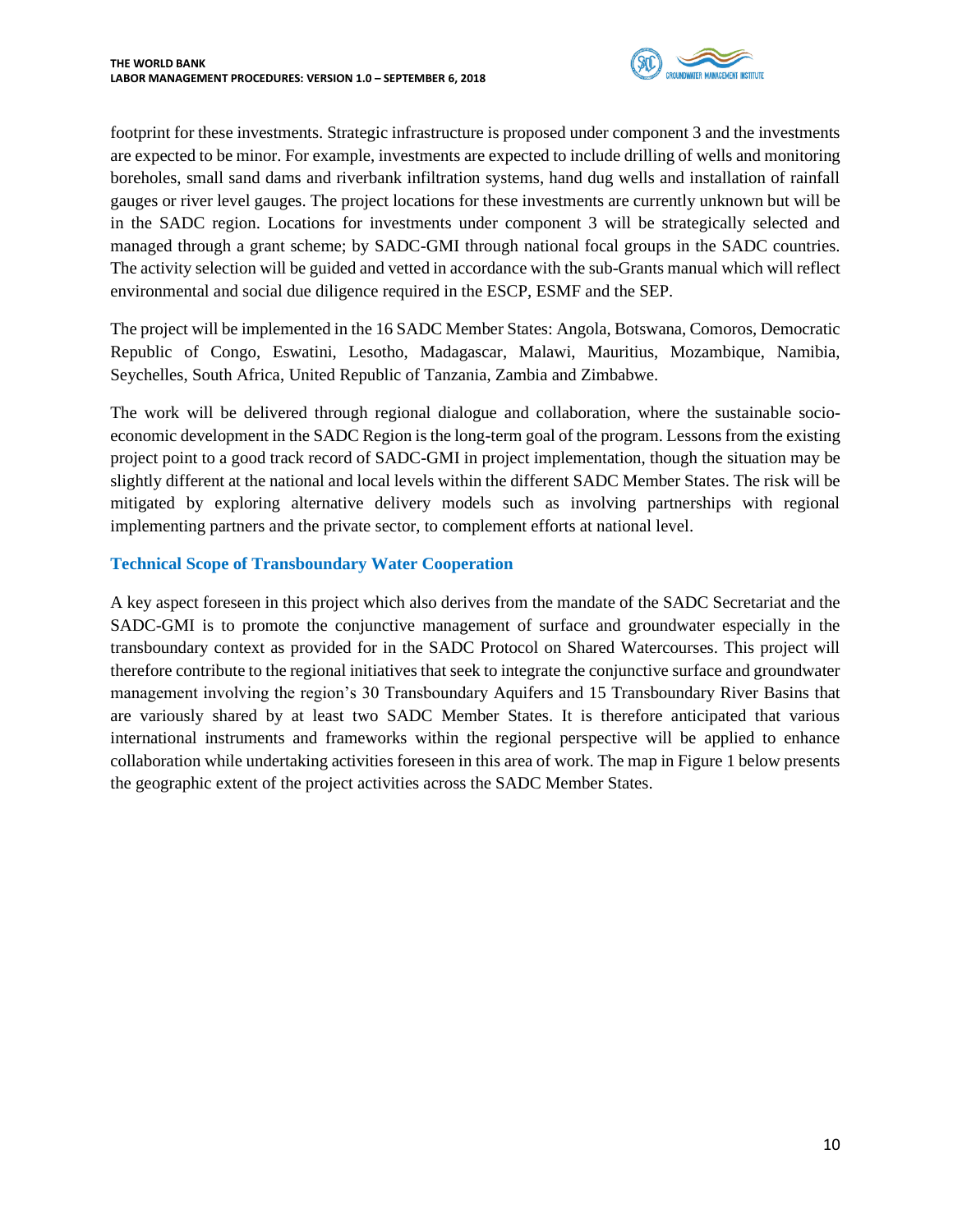footprint for these investments. Strategic infrastructure is proposed under component 3 and the investments are expected to be minor. For example, investments are expected to include drilling of wells and monitoring boreholes, small sand dams and riverbank infiltration systems, hand dug wells and installation of rainfall gauges or river level gauges. The project locations for these investments are currently unknown but will be in the SADC region. Locations for investments under component 3 will be strategically selected and managed through a grant scheme; by SADC-GMI through national focal groups in the SADC countries. The activity selection will be guided and vetted in accordance with the sub-Grants manual which will reflect environmental and social due diligence required in the ESCP, ESMF and the SEP.

The project will be implemented in the 16 SADC Member States: Angola, Botswana, Comoros, Democratic Republic of Congo, Eswatini, Lesotho, Madagascar, Malawi, Mauritius, Mozambique, Namibia, Seychelles, South Africa, United Republic of Tanzania, Zambia and Zimbabwe.

The work will be delivered through regional dialogue and collaboration, where the sustainable socio-economic development in the SADC Region is the long-term goal of the program. Lessons from the existing project point to a good track record of SADC-GMI in project implementation, though the situation may be slightly different at the national and local levels within the different SADC Member States. The risk will be mitigated by exploring alternative delivery models such as involving partnerships with regional implementing partners and the private sector, to complement efforts at national level.

### Technical Scope of Transboundary Water Cooperation

A key aspect foreseen in this project which also derives from the mandate of the SADC Secretariat and the SADC-GMI is to promote the conjunctive management of surface and groundwater especially in the transboundary context as provided for in the SADC Protocol on Shared Watercourses. This project will therefore contribute to the regional initiatives that seek to integrate the conjunctive surface and groundwater management involving the region's 30 Transboundary Aquifers and 15 Transboundary River Basins that are variously shared by at least two SADC Member States. It is therefore anticipated that various international instruments and frameworks within the regional perspective will be applied to enhance collaboration while undertaking activities foreseen in this area of work. The map in Figure 1 below presents the geographic extent of the project activities across the SADC Member States.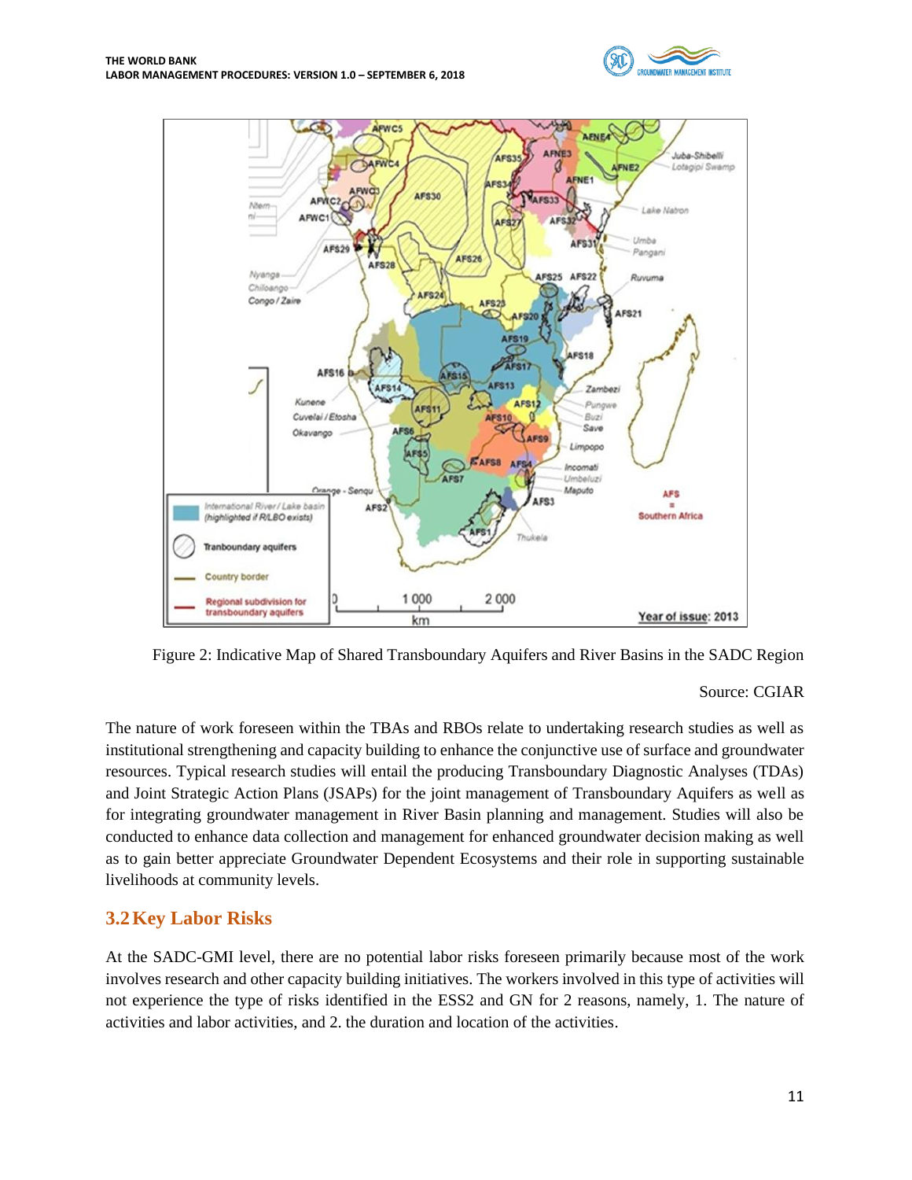Figure 2: Indicative Map of Shared Transboundary Aquifers and River Basins in the SADC Region

Source: CGIAR

The nature of work foreseen within the TBAs and RBOs relate to undertaking research studies as well as institutional strengthening and capacity building to enhance the conjunctive use of surface and groundwater resources. Typical research studies will entail the producing Transboundary Diagnostic Analyses (TDAs) and Joint Strategic Action Plans (JSAPs) for the joint management of Transboundary Aquifers as well as for integrating groundwater management in River Basin planning and management. Studies will also be conducted to enhance data collection and management for enhanced groundwater decision making as well as to gain better appreciate Groundwater Dependent Ecosystems and their role in supporting sustainable livelihoods at community levels.

## 3.2 Key Labor Risks

At the SADC-GMI level, there are no potential labor risks foreseen primarily because most of the work involves research and other capacity building initiatives. The workers involved in this type of activities will not experience the type of risks identified in the ESS2 and GN for 2 reasons, namely, 1. The nature of activities and labor activities, and 2. the duration and location of the activities.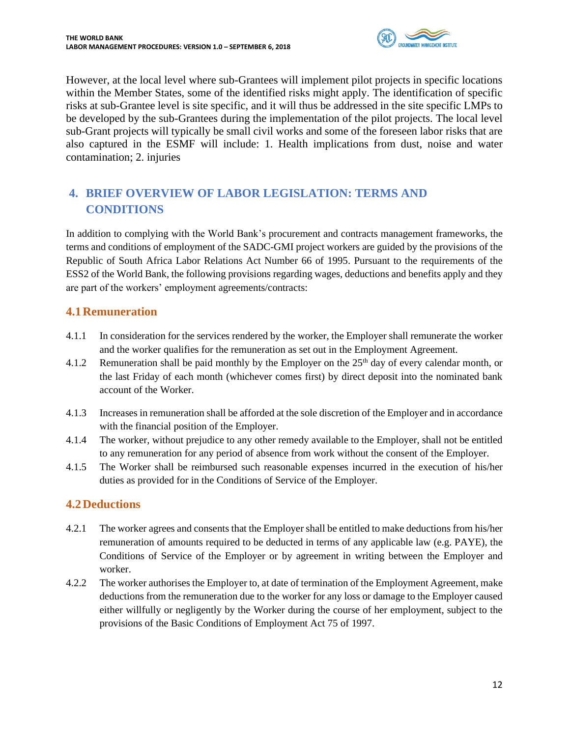However, at the local level where sub-Grantees will implement pilot projects in specific locations within the Member States, some of the identified risks might apply. The identification of specific risks at sub-Grantee level is site specific, and it will thus be addressed in the site specific LMPs to be developed by the sub-Grantees during the implementation of the pilot projects. The local level sub-Grant projects will typically be small civil works and some of the foreseen labor risks that are also captured in the ESMF will include: 1. Health implications from dust, noise and water contamination; 2. injuries

# 4. BRIEF OVERVIEW OF LABOR LEGISLATION: TERMS AND CONDITIONS

In addition to complying with the World Bank's procurement and contracts management frameworks, the terms and conditions of employment of the SADC-GMI project workers are guided by the provisions of the Republic of South Africa Labor Relations Act Number 66 of 1995. Pursuant to the requirements of the ESS2 of the World Bank, the following provisions regarding wages, deductions and benefits apply and they are part of the workers' employment agreements/contracts:

## 4.1 Remuneration

4.1.1 In consideration for the services rendered by the worker, the Employer shall remunerate the worker and the worker qualifies for the remuneration as set out in the Employment Agreement.

4.1.2 Remuneration shall be paid monthly by the Employer on the 25th day of every calendar month, or the last Friday of each month (whichever comes first) by direct deposit into the nominated bank account of the Worker.

4.1.3 Increases in remuneration shall be afforded at the sole discretion of the Employer and in accordance with the financial position of the Employer.

4.1.4 The worker, without prejudice to any other remedy available to the Employer, shall not be entitled to any remuneration for any period of absence from work without the consent of the Employer.

4.1.5 The Worker shall be reimbursed such reasonable expenses incurred in the execution of his/her duties as provided for in the Conditions of Service of the Employer.

## 4.2 Deductions

4.2.1 The worker agrees and consents that the Employer shall be entitled to make deductions from his/her remuneration of amounts required to be deducted in terms of any applicable law (e.g. PAYE), the Conditions of Service of the Employer or by agreement in writing between the Employer and worker.

4.2.2 The worker authorises the Employer to, at date of termination of the Employment Agreement, make deductions from the remuneration due to the worker for any loss or damage to the Employer caused either willfully or negligently by the Worker during the course of her employment, subject to the provisions of the Basic Conditions of Employment Act 75 of 1997.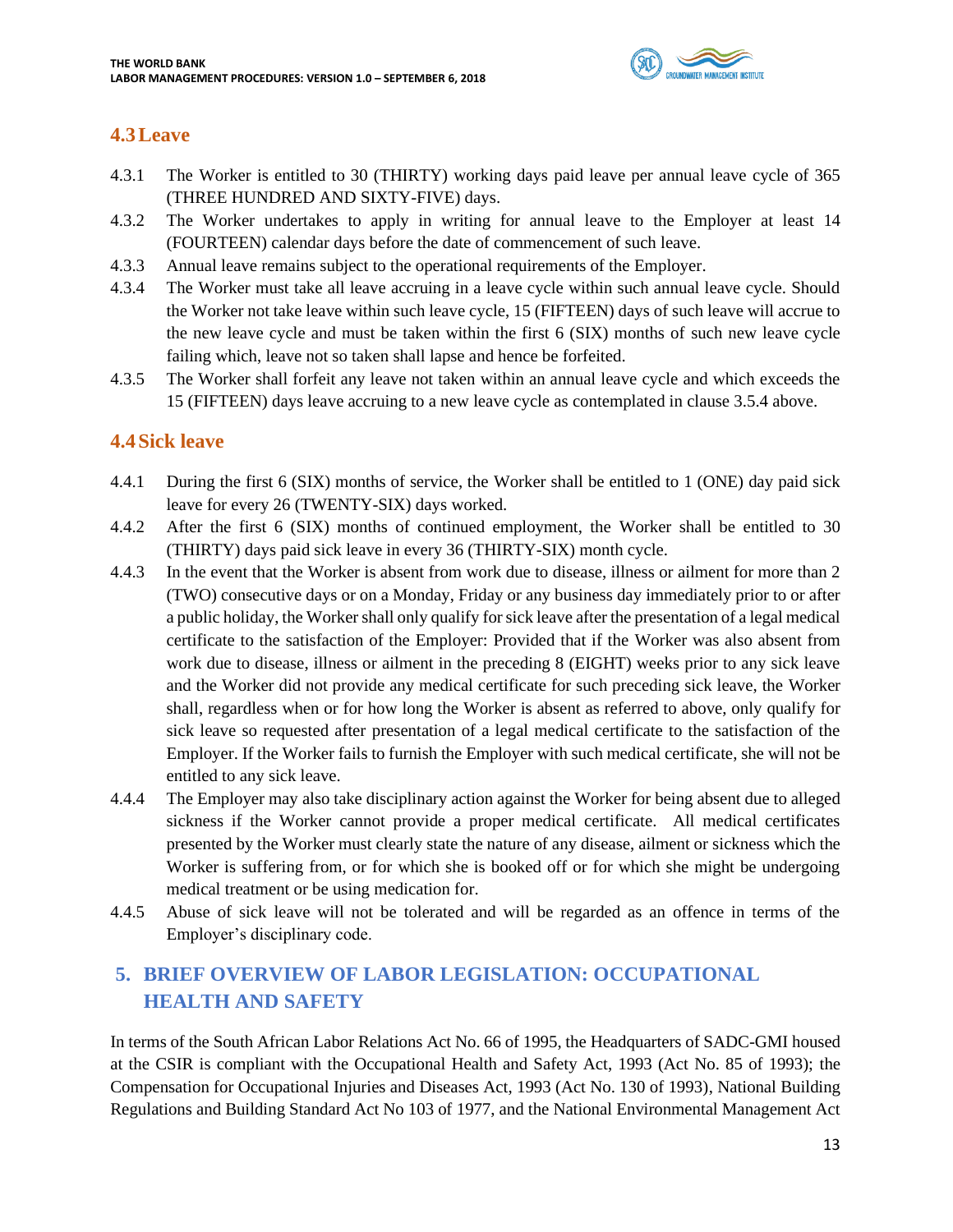## 4.3 Leave

4.3.1 The Worker is entitled to 30 (THIRTY) working days paid leave per annual leave cycle of 365 (THREE HUNDRED AND SIXTY-FIVE) days.

4.3.2 The Worker undertakes to apply in writing for annual leave to the Employer at least 14 (FOURTEEN) calendar days before the date of commencement of such leave.

4.3.3 Annual leave remains subject to the operational requirements of the Employer.

4.3.4 The Worker must take all leave accruing in a leave cycle within such annual leave cycle. Should the Worker not take leave within such leave cycle, 15 (FIFTEEN) days of such leave will accrue to the new leave cycle and must be taken within the first 6 (SIX) months of such new leave cycle failing which, leave not so taken shall lapse and hence be forfeited.

4.3.5 The Worker shall forfeit any leave not taken within an annual leave cycle and which exceeds the 15 (FIFTEEN) days leave accruing to a new leave cycle as contemplated in clause 3.5.4 above.

## 4.4 Sick leave

4.4.1 During the first 6 (SIX) months of service, the Worker shall be entitled to 1 (ONE) day paid sick leave for every 26 (TWENTY-SIX) days worked.

4.4.2 After the first 6 (SIX) months of continued employment, the Worker shall be entitled to 30 (THIRTY) days paid sick leave in every 36 (THIRTY-SIX) month cycle.

4.4.3 In the event that the Worker is absent from work due to disease, illness or ailment for more than 2 (TWO) consecutive days or on a Monday, Friday or any business day immediately prior to or after a public holiday, the Worker shall only qualify for sick leave after the presentation of a legal medical certificate to the satisfaction of the Employer: Provided that if the Worker was also absent from work due to disease, illness or ailment in the preceding 8 (EIGHT) weeks prior to any sick leave and the Worker did not provide any medical certificate for such preceding sick leave, the Worker shall, regardless when or for how long the Worker is absent as referred to above, only qualify for sick leave so requested after presentation of a legal medical certificate to the satisfaction of the Employer. If the Worker fails to furnish the Employer with such medical certificate, she will not be entitled to any sick leave.

4.4.4 The Employer may also take disciplinary action against the Worker for being absent due to alleged sickness if the Worker cannot provide a proper medical certificate. All medical certificates presented by the Worker must clearly state the nature of any disease, ailment or sickness which the Worker is suffering from, or for which she is booked off or for which she might be undergoing medical treatment or be using medication for.

4.4.5 Abuse of sick leave will not be tolerated and will be regarded as an offence in terms of the Employer's disciplinary code.

# 5. BRIEF OVERVIEW OF LABOR LEGISLATION: OCCUPATIONAL HEALTH AND SAFETY

In terms of the South African Labor Relations Act No. 66 of 1995, the Headquarters of SADC-GMI housed at the CSIR is compliant with the Occupational Health and Safety Act, 1993 (Act No. 85 of 1993); the Compensation for Occupational Injuries and Diseases Act, 1993 (Act No. 130 of 1993), National Building Regulations and Building Standard Act No 103 of 1977, and the National Environmental Management Act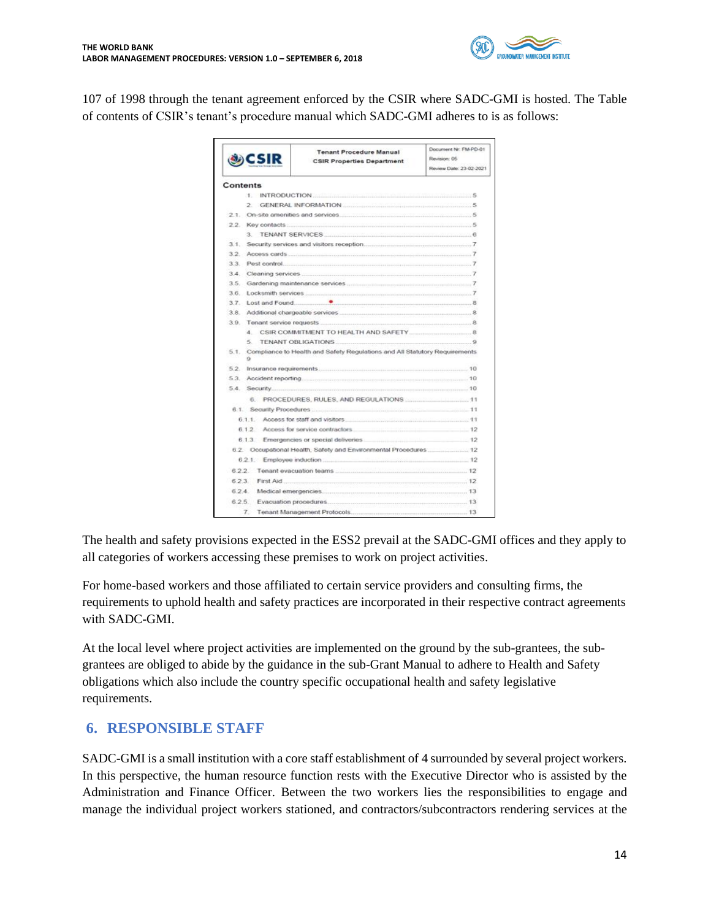107 of 1998 through the tenant agreement enforced by the CSIR where SADC-GMI is hosted. The Table of contents of CSIR's tenant's procedure manual which SADC-GMI adheres to is as follows:

| CSIR | Tenant Procedure Manual<br>CSIR Properties Department | Document Nr: FM-PD-01<br>Revision: 05<br>Review Date: 23-02-2021 |
|---|---|---|

**Contents**

1. INTRODUCTION ... 5
2. GENERAL INFORMATION ... 5
   - 2.1. On-site amenities and services ... 5
   - 2.2. Key contacts ... 5
3. TENANT SERVICES ... 6
   - 3.1. Security services and visitors reception ... 7
   - 3.2. Access cards ... 7
   - 3.3. Pest control ... 7
   - 3.4. Cleaning services ... 7
   - 3.5. Gardening maintenance services ... 7
   - 3.6. Locksmith services ... 7
   - 3.7. Lost and Found ... 8
   - 3.8. Additional chargeable services ... 8
   - 3.9. Tenant service requests ... 8
4. CSIR COMMITMENT TO HEALTH AND SAFETY ... 8
5. TENANT OBLIGATIONS ... 9
   - 5.1. Compliance to Health and Safety Regulations and All Statutory Requirements ... 9
   - 5.2. Insurance requirements ... 10
   - 5.3. Accident reporting ... 10
   - 5.4. Security ... 10
6. PROCEDURES, RULES, AND REGULATIONS ... 11
   - 6.1. Security Procedures ... 11
     - 6.1.1. Access for staff and visitors ... 11
     - 6.1.2. Access for service contractors ... 12
     - 6.1.3. Emergencies or special deliveries ... 12
   - 6.2. Occupational Health, Safety and Environmental Procedures ... 12
     - 6.2.1. Employee induction ... 12
     - 6.2.2. Tenant evacuation teams ... 12
     - 6.2.3. First Aid ... 12
     - 6.2.4. Medical emergencies ... 13
     - 6.2.5. Evacuation procedures ... 13
7. Tenant Management Protocols ... 13

The health and safety provisions expected in the ESS2 prevail at the SADC-GMI offices and they apply to all categories of workers accessing these premises to work on project activities.

For home-based workers and those affiliated to certain service providers and consulting firms, the requirements to uphold health and safety practices are incorporated in their respective contract agreements with SADC-GMI.

At the local level where project activities are implemented on the ground by the sub-grantees, the sub-grantees are obliged to abide by the guidance in the sub-Grant Manual to adhere to Health and Safety obligations which also include the country specific occupational health and safety legislative requirements.

## 6. RESPONSIBLE STAFF

SADC-GMI is a small institution with a core staff establishment of 4 surrounded by several project workers. In this perspective, the human resource function rests with the Executive Director who is assisted by the Administration and Finance Officer. Between the two workers lies the responsibilities to engage and manage the individual project workers stationed, and contractors/subcontractors rendering services at the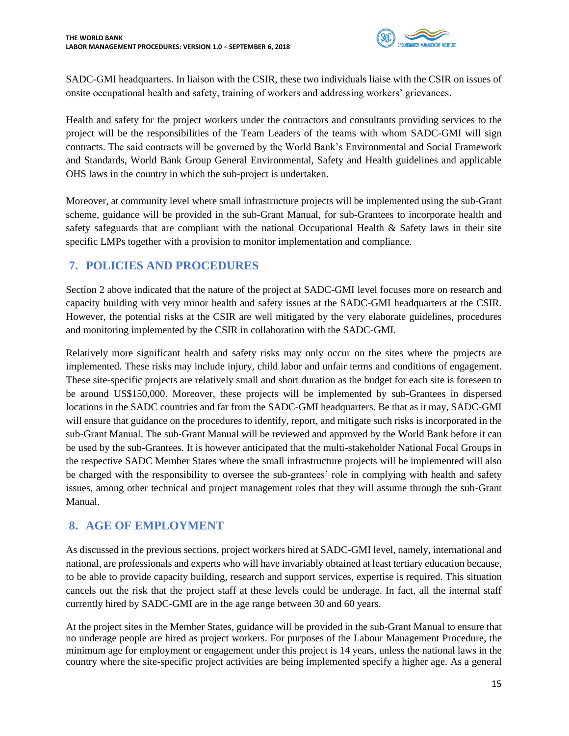SADC-GMI headquarters. In liaison with the CSIR, these two individuals liaise with the CSIR on issues of onsite occupational health and safety, training of workers and addressing workers' grievances.

Health and safety for the project workers under the contractors and consultants providing services to the project will be the responsibilities of the Team Leaders of the teams with whom SADC-GMI will sign contracts. The said contracts will be governed by the World Bank's Environmental and Social Framework and Standards, World Bank Group General Environmental, Safety and Health guidelines and applicable OHS laws in the country in which the sub-project is undertaken.

Moreover, at community level where small infrastructure projects will be implemented using the sub-Grant scheme, guidance will be provided in the sub-Grant Manual, for sub-Grantees to incorporate health and safety safeguards that are compliant with the national Occupational Health & Safety laws in their site specific LMPs together with a provision to monitor implementation and compliance.

## 7. POLICIES AND PROCEDURES

Section 2 above indicated that the nature of the project at SADC-GMI level focuses more on research and capacity building with very minor health and safety issues at the SADC-GMI headquarters at the CSIR. However, the potential risks at the CSIR are well mitigated by the very elaborate guidelines, procedures and monitoring implemented by the CSIR in collaboration with the SADC-GMI.

Relatively more significant health and safety risks may only occur on the sites where the projects are implemented. These risks may include injury, child labor and unfair terms and conditions of engagement. These site-specific projects are relatively small and short duration as the budget for each site is foreseen to be around US$150,000. Moreover, these projects will be implemented by sub-Grantees in dispersed locations in the SADC countries and far from the SADC-GMI headquarters. Be that as it may, SADC-GMI will ensure that guidance on the procedures to identify, report, and mitigate such risks is incorporated in the sub-Grant Manual. The sub-Grant Manual will be reviewed and approved by the World Bank before it can be used by the sub-Grantees. It is however anticipated that the multi-stakeholder National Focal Groups in the respective SADC Member States where the small infrastructure projects will be implemented will also be charged with the responsibility to oversee the sub-grantees' role in complying with health and safety issues, among other technical and project management roles that they will assume through the sub-Grant Manual.

## 8. AGE OF EMPLOYMENT

As discussed in the previous sections, project workers hired at SADC-GMI level, namely, international and national, are professionals and experts who will have invariably obtained at least tertiary education because, to be able to provide capacity building, research and support services, expertise is required. This situation cancels out the risk that the project staff at these levels could be underage. In fact, all the internal staff currently hired by SADC-GMI are in the age range between 30 and 60 years.

At the project sites in the Member States, guidance will be provided in the sub-Grant Manual to ensure that no underage people are hired as project workers. For purposes of the Labour Management Procedure, the minimum age for employment or engagement under this project is 14 years, unless the national laws in the country where the site-specific project activities are being implemented specify a higher age. As a general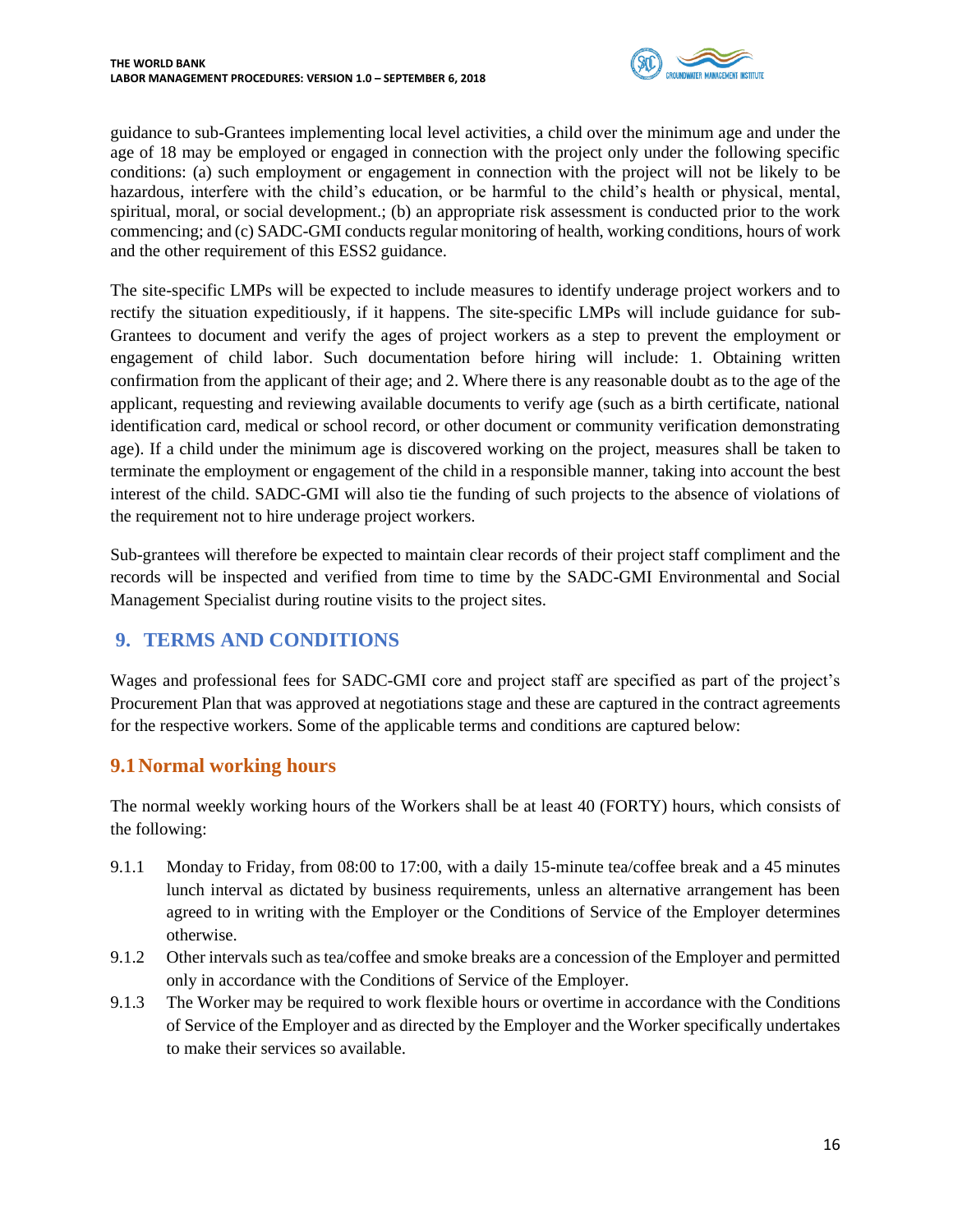guidance to sub-Grantees implementing local level activities, a child over the minimum age and under the age of 18 may be employed or engaged in connection with the project only under the following specific conditions: (a) such employment or engagement in connection with the project will not be likely to be hazardous, interfere with the child's education, or be harmful to the child's health or physical, mental, spiritual, moral, or social development.; (b) an appropriate risk assessment is conducted prior to the work commencing; and (c) SADC-GMI conducts regular monitoring of health, working conditions, hours of work and the other requirement of this ESS2 guidance.

The site-specific LMPs will be expected to include measures to identify underage project workers and to rectify the situation expeditiously, if it happens. The site-specific LMPs will include guidance for sub-Grantees to document and verify the ages of project workers as a step to prevent the employment or engagement of child labor. Such documentation before hiring will include: 1. Obtaining written confirmation from the applicant of their age; and 2. Where there is any reasonable doubt as to the age of the applicant, requesting and reviewing available documents to verify age (such as a birth certificate, national identification card, medical or school record, or other document or community verification demonstrating age). If a child under the minimum age is discovered working on the project, measures shall be taken to terminate the employment or engagement of the child in a responsible manner, taking into account the best interest of the child. SADC-GMI will also tie the funding of such projects to the absence of violations of the requirement not to hire underage project workers.

Sub-grantees will therefore be expected to maintain clear records of their project staff compliment and the records will be inspected and verified from time to time by the SADC-GMI Environmental and Social Management Specialist during routine visits to the project sites.

## 9. TERMS AND CONDITIONS

Wages and professional fees for SADC-GMI core and project staff are specified as part of the project's Procurement Plan that was approved at negotiations stage and these are captured in the contract agreements for the respective workers. Some of the applicable terms and conditions are captured below:

### 9.1 Normal working hours

The normal weekly working hours of the Workers shall be at least 40 (FORTY) hours, which consists of the following:

9.1.1 Monday to Friday, from 08:00 to 17:00, with a daily 15-minute tea/coffee break and a 45 minutes lunch interval as dictated by business requirements, unless an alternative arrangement has been agreed to in writing with the Employer or the Conditions of Service of the Employer determines otherwise.

9.1.2 Other intervals such as tea/coffee and smoke breaks are a concession of the Employer and permitted only in accordance with the Conditions of Service of the Employer.

9.1.3 The Worker may be required to work flexible hours or overtime in accordance with the Conditions of Service of the Employer and as directed by the Employer and the Worker specifically undertakes to make their services so available.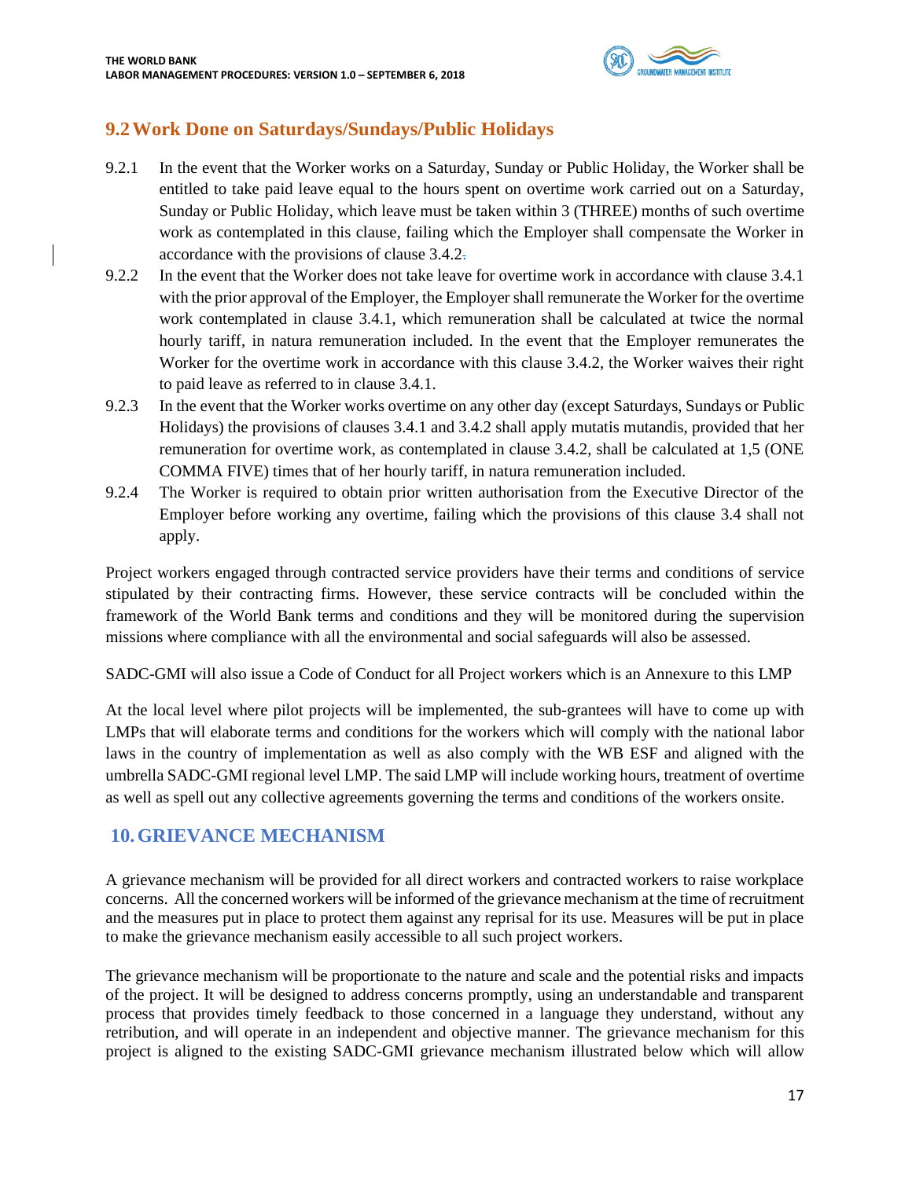## 9.2 Work Done on Saturdays/Sundays/Public Holidays

9.2.1 In the event that the Worker works on a Saturday, Sunday or Public Holiday, the Worker shall be entitled to take paid leave equal to the hours spent on overtime work carried out on a Saturday, Sunday or Public Holiday, which leave must be taken within 3 (THREE) months of such overtime work as contemplated in this clause, failing which the Employer shall compensate the Worker in accordance with the provisions of clause 3.4.2.

9.2.2 In the event that the Worker does not take leave for overtime work in accordance with clause 3.4.1 with the prior approval of the Employer, the Employer shall remunerate the Worker for the overtime work contemplated in clause 3.4.1, which remuneration shall be calculated at twice the normal hourly tariff, in natura remuneration included. In the event that the Employer remunerates the Worker for the overtime work in accordance with this clause 3.4.2, the Worker waives their right to paid leave as referred to in clause 3.4.1.

9.2.3 In the event that the Worker works overtime on any other day (except Saturdays, Sundays or Public Holidays) the provisions of clauses 3.4.1 and 3.4.2 shall apply mutatis mutandis, provided that her remuneration for overtime work, as contemplated in clause 3.4.2, shall be calculated at 1,5 (ONE COMMA FIVE) times that of her hourly tariff, in natura remuneration included.

9.2.4 The Worker is required to obtain prior written authorisation from the Executive Director of the Employer before working any overtime, failing which the provisions of this clause 3.4 shall not apply.

Project workers engaged through contracted service providers have their terms and conditions of service stipulated by their contracting firms. However, these service contracts will be concluded within the framework of the World Bank terms and conditions and they will be monitored during the supervision missions where compliance with all the environmental and social safeguards will also be assessed.

SADC-GMI will also issue a Code of Conduct for all Project workers which is an Annexure to this LMP

At the local level where pilot projects will be implemented, the sub-grantees will have to come up with LMPs that will elaborate terms and conditions for the workers which will comply with the national labor laws in the country of implementation as well as also comply with the WB ESF and aligned with the umbrella SADC-GMI regional level LMP. The said LMP will include working hours, treatment of overtime as well as spell out any collective agreements governing the terms and conditions of the workers onsite.

# 10. GRIEVANCE MECHANISM

A grievance mechanism will be provided for all direct workers and contracted workers to raise workplace concerns. All the concerned workers will be informed of the grievance mechanism at the time of recruitment and the measures put in place to protect them against any reprisal for its use. Measures will be put in place to make the grievance mechanism easily accessible to all such project workers.

The grievance mechanism will be proportionate to the nature and scale and the potential risks and impacts of the project. It will be designed to address concerns promptly, using an understandable and transparent process that provides timely feedback to those concerned in a language they understand, without any retribution, and will operate in an independent and objective manner. The grievance mechanism for this project is aligned to the existing SADC-GMI grievance mechanism illustrated below which will allow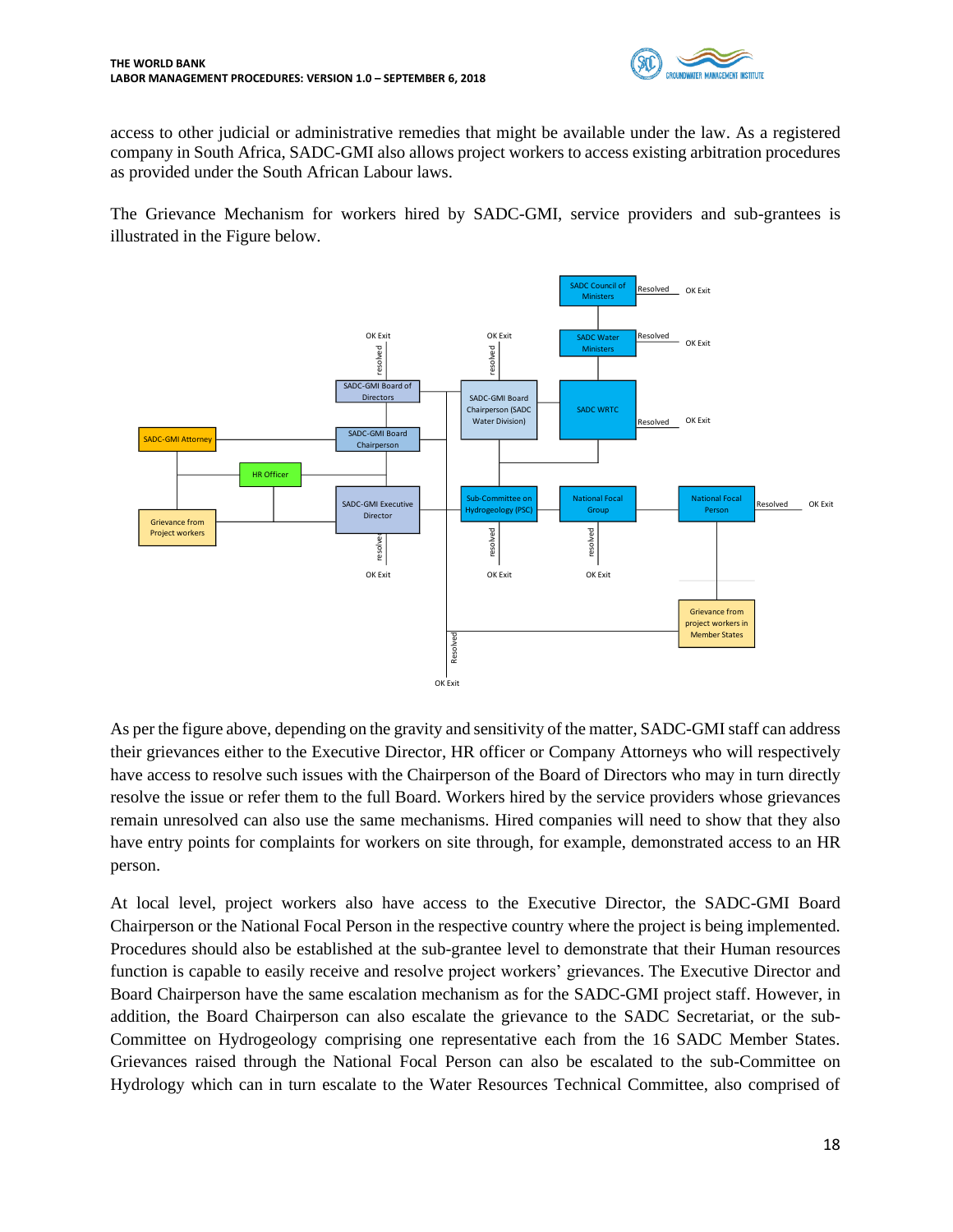access to other judicial or administrative remedies that might be available under the law. As a registered company in South Africa, SADC-GMI also allows project workers to access existing arbitration procedures as provided under the South African Labour laws.

The Grievance Mechanism for workers hired by SADC-GMI, service providers and sub-grantees is illustrated in the Figure below.

As per the figure above, depending on the gravity and sensitivity of the matter, SADC-GMI staff can address their grievances either to the Executive Director, HR officer or Company Attorneys who will respectively have access to resolve such issues with the Chairperson of the Board of Directors who may in turn directly resolve the issue or refer them to the full Board. Workers hired by the service providers whose grievances remain unresolved can also use the same mechanisms. Hired companies will need to show that they also have entry points for complaints for workers on site through, for example, demonstrated access to an HR person.

At local level, project workers also have access to the Executive Director, the SADC-GMI Board Chairperson or the National Focal Person in the respective country where the project is being implemented. Procedures should also be established at the sub-grantee level to demonstrate that their Human resources function is capable to easily receive and resolve project workers' grievances. The Executive Director and Board Chairperson have the same escalation mechanism as for the SADC-GMI project staff. However, in addition, the Board Chairperson can also escalate the grievance to the SADC Secretariat, or the sub-Committee on Hydrogeology comprising one representative each from the 16 SADC Member States. Grievances raised through the National Focal Person can also be escalated to the sub-Committee on Hydrology which can in turn escalate to the Water Resources Technical Committee, also comprised of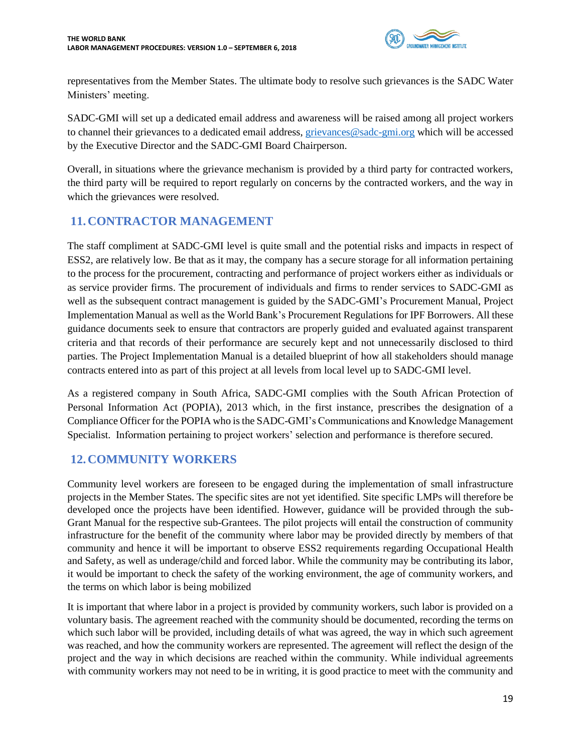representatives from the Member States. The ultimate body to resolve such grievances is the SADC Water Ministers' meeting.

SADC-GMI will set up a dedicated email address and awareness will be raised among all project workers to channel their grievances to a dedicated email address, grievances@sadc-gmi.org which will be accessed by the Executive Director and the SADC-GMI Board Chairperson.

Overall, in situations where the grievance mechanism is provided by a third party for contracted workers, the third party will be required to report regularly on concerns by the contracted workers, and the way in which the grievances were resolved.

## 11. CONTRACTOR MANAGEMENT

The staff compliment at SADC-GMI level is quite small and the potential risks and impacts in respect of ESS2, are relatively low. Be that as it may, the company has a secure storage for all information pertaining to the process for the procurement, contracting and performance of project workers either as individuals or as service provider firms. The procurement of individuals and firms to render services to SADC-GMI as well as the subsequent contract management is guided by the SADC-GMI's Procurement Manual, Project Implementation Manual as well as the World Bank's Procurement Regulations for IPF Borrowers. All these guidance documents seek to ensure that contractors are properly guided and evaluated against transparent criteria and that records of their performance are securely kept and not unnecessarily disclosed to third parties. The Project Implementation Manual is a detailed blueprint of how all stakeholders should manage contracts entered into as part of this project at all levels from local level up to SADC-GMI level.

As a registered company in South Africa, SADC-GMI complies with the South African Protection of Personal Information Act (POPIA), 2013 which, in the first instance, prescribes the designation of a Compliance Officer for the POPIA who is the SADC-GMI's Communications and Knowledge Management Specialist. Information pertaining to project workers' selection and performance is therefore secured.

## 12. COMMUNITY WORKERS

Community level workers are foreseen to be engaged during the implementation of small infrastructure projects in the Member States. The specific sites are not yet identified. Site specific LMPs will therefore be developed once the projects have been identified. However, guidance will be provided through the sub-Grant Manual for the respective sub-Grantees. The pilot projects will entail the construction of community infrastructure for the benefit of the community where labor may be provided directly by members of that community and hence it will be important to observe ESS2 requirements regarding Occupational Health and Safety, as well as underage/child and forced labor. While the community may be contributing its labor, it would be important to check the safety of the working environment, the age of community workers, and the terms on which labor is being mobilized

It is important that where labor in a project is provided by community workers, such labor is provided on a voluntary basis. The agreement reached with the community should be documented, recording the terms on which such labor will be provided, including details of what was agreed, the way in which such agreement was reached, and how the community workers are represented. The agreement will reflect the design of the project and the way in which decisions are reached within the community. While individual agreements with community workers may not need to be in writing, it is good practice to meet with the community and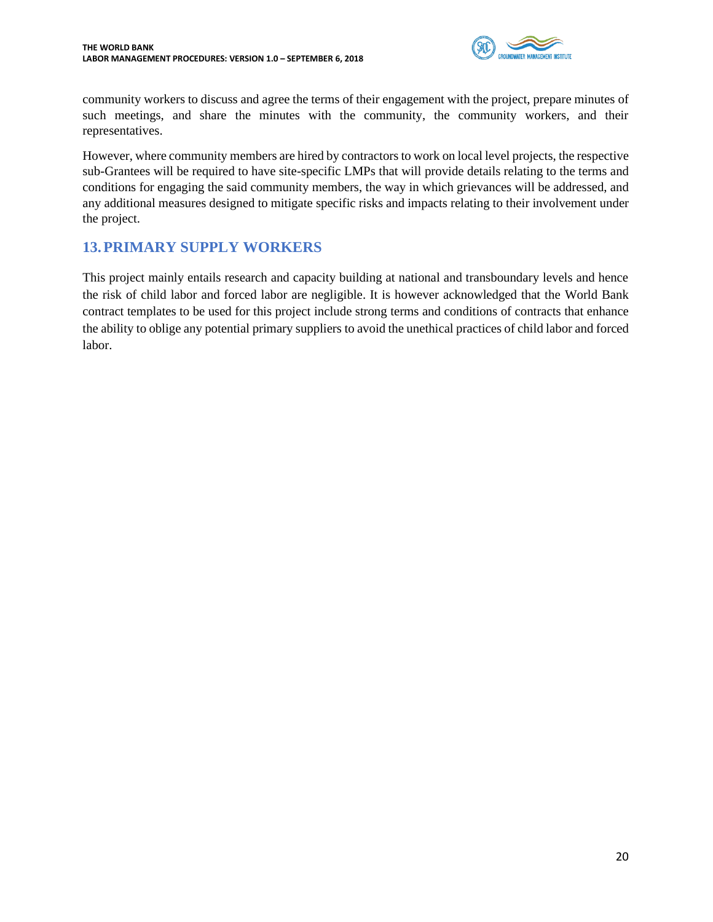community workers to discuss and agree the terms of their engagement with the project, prepare minutes of such meetings, and share the minutes with the community, the community workers, and their representatives.

However, where community members are hired by contractors to work on local level projects, the respective sub-Grantees will be required to have site-specific LMPs that will provide details relating to the terms and conditions for engaging the said community members, the way in which grievances will be addressed, and any additional measures designed to mitigate specific risks and impacts relating to their involvement under the project.

## 13. PRIMARY SUPPLY WORKERS

This project mainly entails research and capacity building at national and transboundary levels and hence the risk of child labor and forced labor are negligible. It is however acknowledged that the World Bank contract templates to be used for this project include strong terms and conditions of contracts that enhance the ability to oblige any potential primary suppliers to avoid the unethical practices of child labor and forced labor.